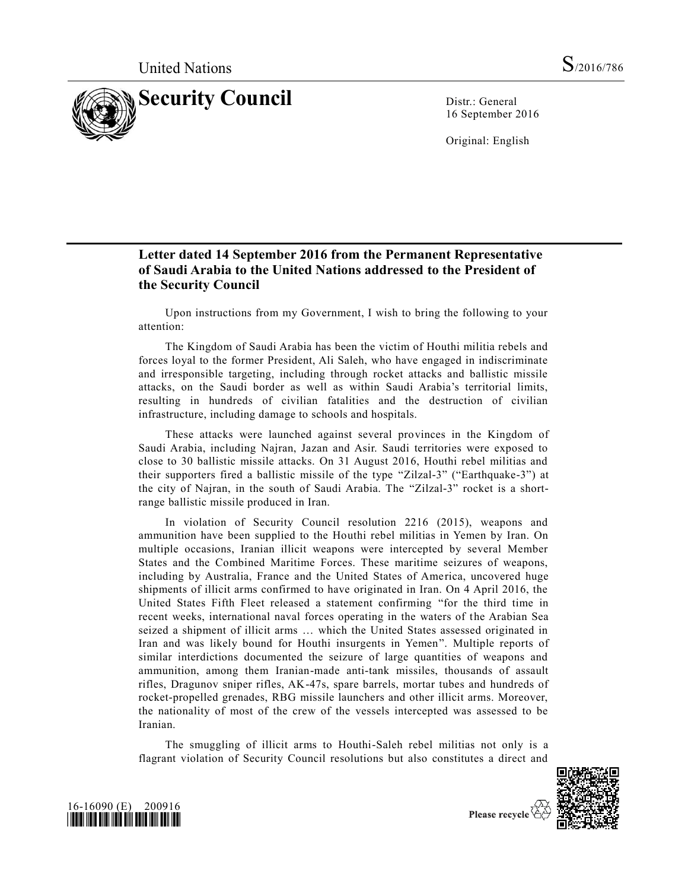United Nations

S/2016/786

# Security Council

Distr.: General
16 September 2016

Original: English

## Letter dated 14 September 2016 from the Permanent Representative of Saudi Arabia to the United Nations addressed to the President of the Security Council

Upon instructions from my Government, I wish to bring the following to your attention:

The Kingdom of Saudi Arabia has been the victim of Houthi militia rebels and forces loyal to the former President, Ali Saleh, who have engaged in indiscriminate and irresponsible targeting, including through rocket attacks and ballistic missile attacks, on the Saudi border as well as within Saudi Arabia's territorial limits, resulting in hundreds of civilian fatalities and the destruction of civilian infrastructure, including damage to schools and hospitals.

These attacks were launched against several provinces in the Kingdom of Saudi Arabia, including Najran, Jazan and Asir. Saudi territories were exposed to close to 30 ballistic missile attacks. On 31 August 2016, Houthi rebel militias and their supporters fired a ballistic missile of the type "Zilzal-3" ("Earthquake-3") at the city of Najran, in the south of Saudi Arabia. The "Zilzal-3" rocket is a short-range ballistic missile produced in Iran.

In violation of Security Council resolution 2216 (2015), weapons and ammunition have been supplied to the Houthi rebel militias in Yemen by Iran. On multiple occasions, Iranian illicit weapons were intercepted by several Member States and the Combined Maritime Forces. These maritime seizures of weapons, including by Australia, France and the United States of America, uncovered huge shipments of illicit arms confirmed to have originated in Iran. On 4 April 2016, the United States Fifth Fleet released a statement confirming "for the third time in recent weeks, international naval forces operating in the waters of the Arabian Sea seized a shipment of illicit arms … which the United States assessed originated in Iran and was likely bound for Houthi insurgents in Yemen". Multiple reports of similar interdictions documented the seizure of large quantities of weapons and ammunition, among them Iranian-made anti-tank missiles, thousands of assault rifles, Dragunov sniper rifles, AK-47s, spare barrels, mortar tubes and hundreds of rocket-propelled grenades, RBG missile launchers and other illicit arms. Moreover, the nationality of most of the crew of the vessels intercepted was assessed to be Iranian.

The smuggling of illicit arms to Houthi-Saleh rebel militias not only is a flagrant violation of Security Council resolutions but also constitutes a direct and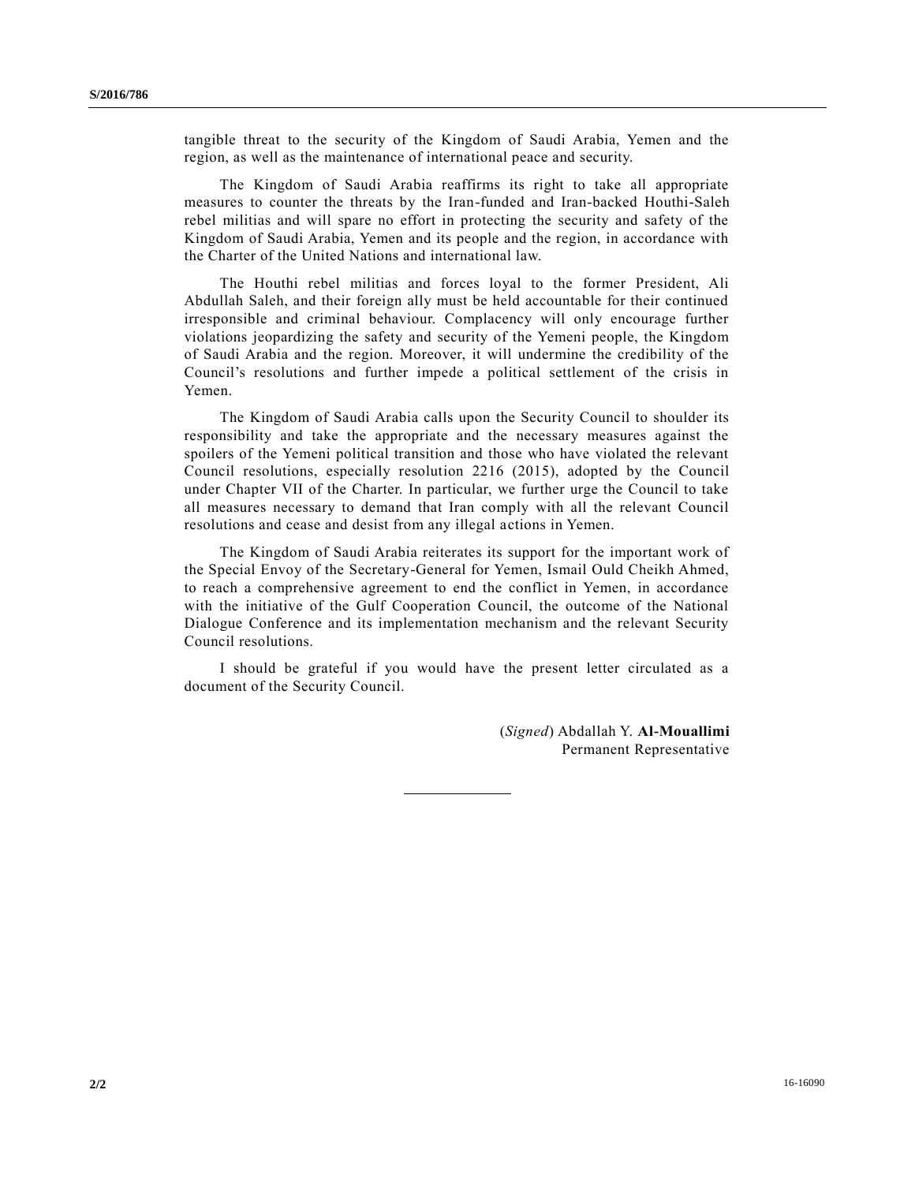tangible threat to the security of the Kingdom of Saudi Arabia, Yemen and the region, as well as the maintenance of international peace and security.

The Kingdom of Saudi Arabia reaffirms its right to take all appropriate measures to counter the threats by the Iran-funded and Iran-backed Houthi-Saleh rebel militias and will spare no effort in protecting the security and safety of the Kingdom of Saudi Arabia, Yemen and its people and the region, in accordance with the Charter of the United Nations and international law.

The Houthi rebel militias and forces loyal to the former President, Ali Abdullah Saleh, and their foreign ally must be held accountable for their continued irresponsible and criminal behaviour. Complacency will only encourage further violations jeopardizing the safety and security of the Yemeni people, the Kingdom of Saudi Arabia and the region. Moreover, it will undermine the credibility of the Council's resolutions and further impede a political settlement of the crisis in Yemen.

The Kingdom of Saudi Arabia calls upon the Security Council to shoulder its responsibility and take the appropriate and the necessary measures against the spoilers of the Yemeni political transition and those who have violated the relevant Council resolutions, especially resolution 2216 (2015), adopted by the Council under Chapter VII of the Charter. In particular, we further urge the Council to take all measures necessary to demand that Iran comply with all the relevant Council resolutions and cease and desist from any illegal actions in Yemen.

The Kingdom of Saudi Arabia reiterates its support for the important work of the Special Envoy of the Secretary-General for Yemen, Ismail Ould Cheikh Ahmed, to reach a comprehensive agreement to end the conflict in Yemen, in accordance with the initiative of the Gulf Cooperation Council, the outcome of the National Dialogue Conference and its implementation mechanism and the relevant Security Council resolutions.

I should be grateful if you would have the present letter circulated as a document of the Security Council.

(*Signed*) Abdallah Y. **Al-Mouallimi**
Permanent Representative